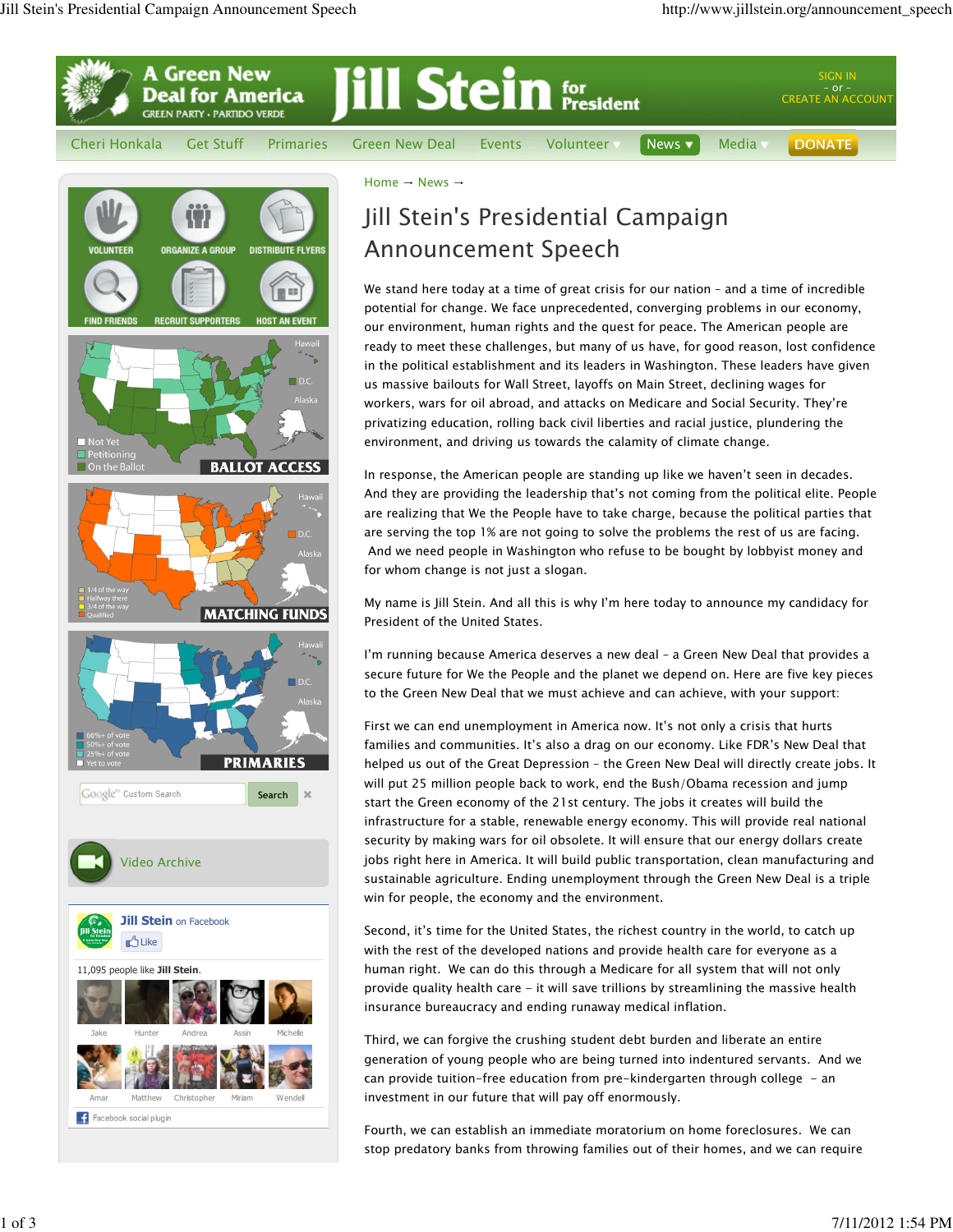# Jill Stein's Presidential Campaign Announcement Speech

We stand here today at a time of great crisis for our nation – and a time of incredible potential for change. We face unprecedented, converging problems in our economy, our environment, human rights and the quest for peace. The American people are ready to meet these challenges, but many of us have, for good reason, lost confidence in the political establishment and its leaders in Washington. These leaders have given us massive bailouts for Wall Street, layoffs on Main Street, declining wages for workers, wars for oil abroad, and attacks on Medicare and Social Security. They're privatizing education, rolling back civil liberties and racial justice, plundering the environment, and driving us towards the calamity of climate change.

In response, the American people are standing up like we haven't seen in decades. And they are providing the leadership that's not coming from the political elite. People are realizing that We the People have to take charge, because the political parties that are serving the top 1% are not going to solve the problems the rest of us are facing. And we need people in Washington who refuse to be bought by lobbyist money and for whom change is not just a slogan.

My name is Jill Stein. And all this is why I'm here today to announce my candidacy for President of the United States.

I'm running because America deserves a new deal – a Green New Deal that provides a secure future for We the People and the planet we depend on. Here are five key pieces to the Green New Deal that we must achieve and can achieve, with your support:

First we can end unemployment in America now. It's not only a crisis that hurts families and communities. It's also a drag on our economy. Like FDR's New Deal that helped us out of the Great Depression – the Green New Deal will directly create jobs. It will put 25 million people back to work, end the Bush/Obama recession and jump start the Green economy of the 21st century. The jobs it creates will build the infrastructure for a stable, renewable energy economy. This will provide real national security by making wars for oil obsolete. It will ensure that our energy dollars create jobs right here in America. It will build public transportation, clean manufacturing and sustainable agriculture. Ending unemployment through the Green New Deal is a triple win for people, the economy and the environment.

Second, it's time for the United States, the richest country in the world, to catch up with the rest of the developed nations and provide health care for everyone as a human right. We can do this through a Medicare for all system that will not only provide quality health care – it will save trillions by streamlining the massive health insurance bureaucracy and ending runaway medical inflation.

Third, we can forgive the crushing student debt burden and liberate an entire generation of young people who are being turned into indentured servants. And we can provide tuition-free education from pre-kindergarten through college – an investment in our future that will pay off enormously.

Fourth, we can establish an immediate moratorium on home foreclosures. We can stop predatory banks from throwing families out of their homes, and we can require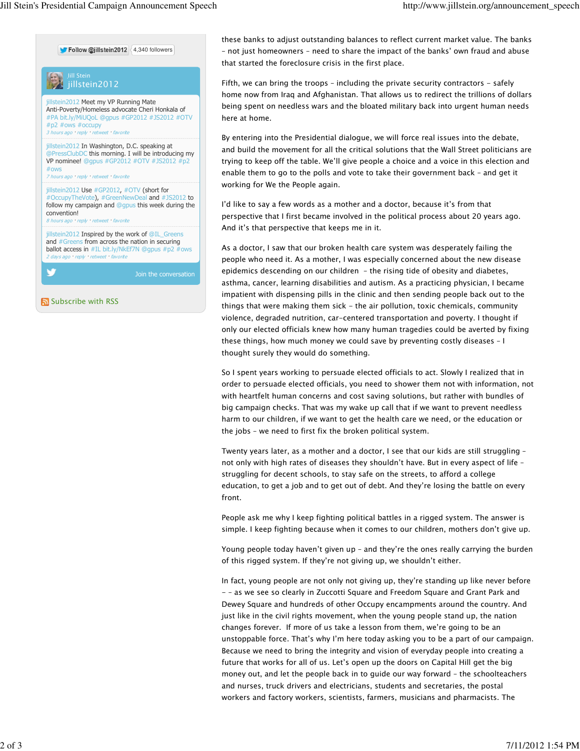Follow @jillstein2012 4,340 followers

Jill Stein
jillstein2012

jillstein2012 Meet my VP Running Mate Anti-Poverty/Homeless advocate Cheri Honkala of #PA bit.ly/MiUQoL @gpus #GP2012 #JS2012 #OTV #p2 #ows #occupy
3 hours ago · reply · retweet · favorite

jillstein2012 In Washington, D.C. speaking at @PressClubDC this morning. I will be introducing my VP nominee! @gpus #GP2012 #OTV #JS2012 #p2 #ows
7 hours ago · reply · retweet · favorite

jillstein2012 Use #GP2012, #OTV (short for #OccupyTheVote), #GreenNewDeal and #JS2012 to follow my campaign and @gpus this week during the convention!
8 hours ago · reply · retweet · favorite

jillstein2012 Inspired by the work of @IL_Greens and #Greens from across the nation in securing ballot access in #IL bit.ly/NkEf7N @gpus #p2 #ows
2 days ago · reply · retweet · favorite

Join the conversation

Subscribe with RSS

these banks to adjust outstanding balances to reflect current market value. The banks – not just homeowners – need to share the impact of the banks' own fraud and abuse that started the foreclosure crisis in the first place.

Fifth, we can bring the troops – including the private security contractors – safely home now from Iraq and Afghanistan. That allows us to redirect the trillions of dollars being spent on needless wars and the bloated military back into urgent human needs here at home.

By entering into the Presidential dialogue, we will force real issues into the debate, and build the movement for all the critical solutions that the Wall Street politicians are trying to keep off the table. We'll give people a choice and a voice in this election and enable them to go to the polls and vote to take their government back – and get it working for We the People again.

I'd like to say a few words as a mother and a doctor, because it's from that perspective that I first became involved in the political process about 20 years ago. And it's that perspective that keeps me in it.

As a doctor, I saw that our broken health care system was desperately failing the people who need it. As a mother, I was especially concerned about the new disease epidemics descending on our children – the rising tide of obesity and diabetes, asthma, cancer, learning disabilities and autism. As a practicing physician, I became impatient with dispensing pills in the clinic and then sending people back out to the things that were making them sick – the air pollution, toxic chemicals, community violence, degraded nutrition, car-centered transportation and poverty. I thought if only our elected officials knew how many human tragedies could be averted by fixing these things, how much money we could save by preventing costly diseases – I thought surely they would do something.

So I spent years working to persuade elected officials to act. Slowly I realized that in order to persuade elected officials, you need to shower them not with information, not with heartfelt human concerns and cost saving solutions, but rather with bundles of big campaign checks. That was my wake up call that if we want to prevent needless harm to our children, if we want to get the health care we need, or the education or the jobs – we need to first fix the broken political system.

Twenty years later, as a mother and a doctor, I see that our kids are still struggling – not only with high rates of diseases they shouldn't have. But in every aspect of life – struggling for decent schools, to stay safe on the streets, to afford a college education, to get a job and to get out of debt. And they're losing the battle on every front.

People ask me why I keep fighting political battles in a rigged system. The answer is simple. I keep fighting because when it comes to our children, mothers don't give up.

Young people today haven't given up – and they're the ones really carrying the burden of this rigged system. If they're not giving up, we shouldn't either.

In fact, young people are not only not giving up, they're standing up like never before – – as we see so clearly in Zuccotti Square and Freedom Square and Grant Park and Dewey Square and hundreds of other Occupy encampments around the country. And just like in the civil rights movement, when the young people stand up, the nation changes forever. If more of us take a lesson from them, we're going to be an unstoppable force. That's why I'm here today asking you to be a part of our campaign. Because we need to bring the integrity and vision of everyday people into creating a future that works for all of us. Let's open up the doors on Capital Hill get the big money out, and let the people back in to guide our way forward – the schoolteachers and nurses, truck drivers and electricians, students and secretaries, the postal workers and factory workers, scientists, farmers, musicians and pharmacists. The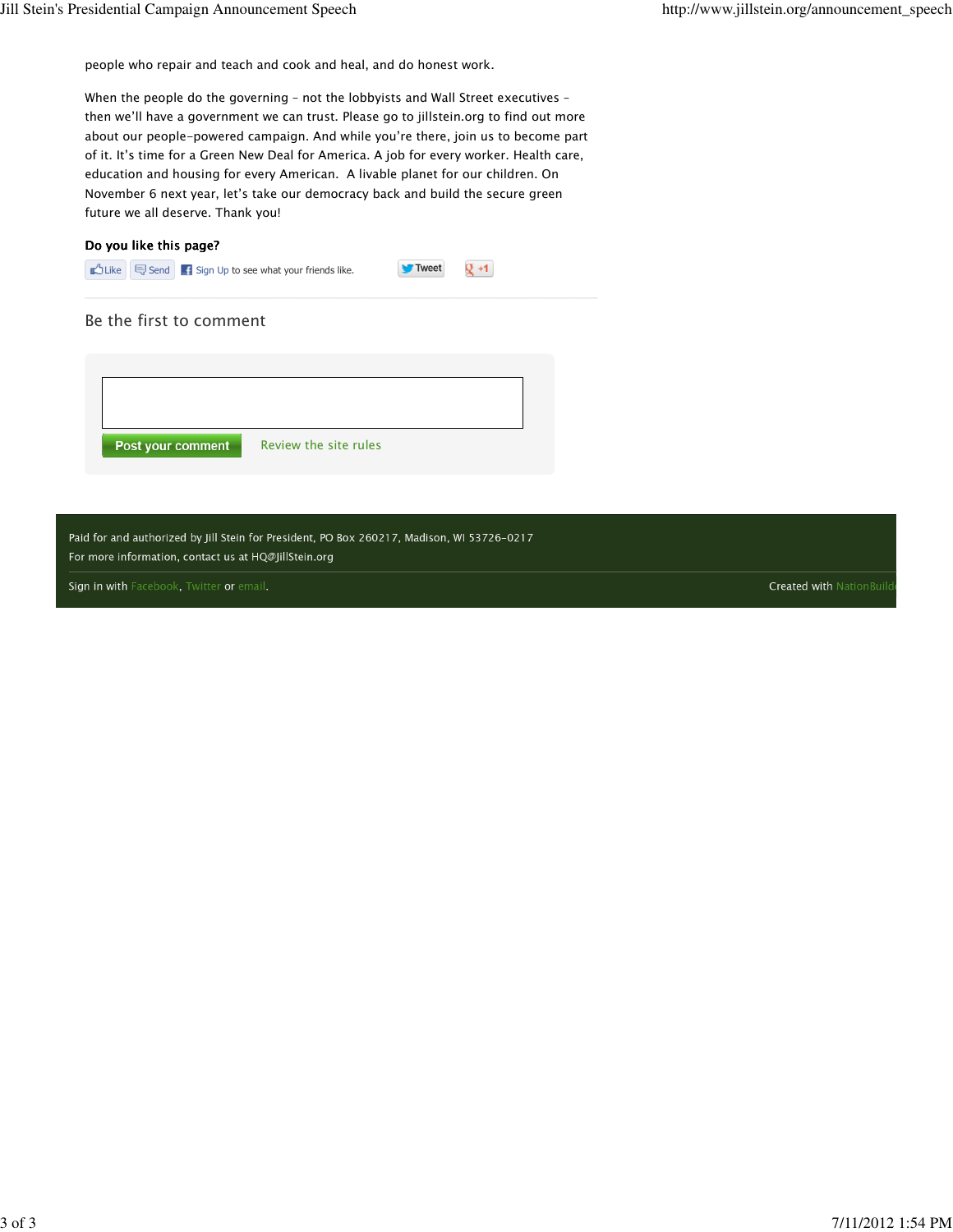people who repair and teach and cook and heal, and do honest work.

When the people do the governing – not the lobbyists and Wall Street executives – then we'll have a government we can trust. Please go to jillstein.org to find out more about our people-powered campaign. And while you're there, join us to become part of it. It's time for a Green New Deal for America. A job for every worker. Health care, education and housing for every American.  A livable planet for our children. On November 6 next year, let's take our democracy back and build the secure green future we all deserve. Thank you!

**Do you like this page?**

Like Send Sign Up to see what your friends like. Tweet +1

## Be the first to comment

Post your comment Review the site rules

Paid for and authorized by Jill Stein for President, PO Box 260217, Madison, WI 53726-0217
For more information, contact us at HQ@JillStein.org

Sign in with Facebook, Twitter or email.

Created with NationBuild